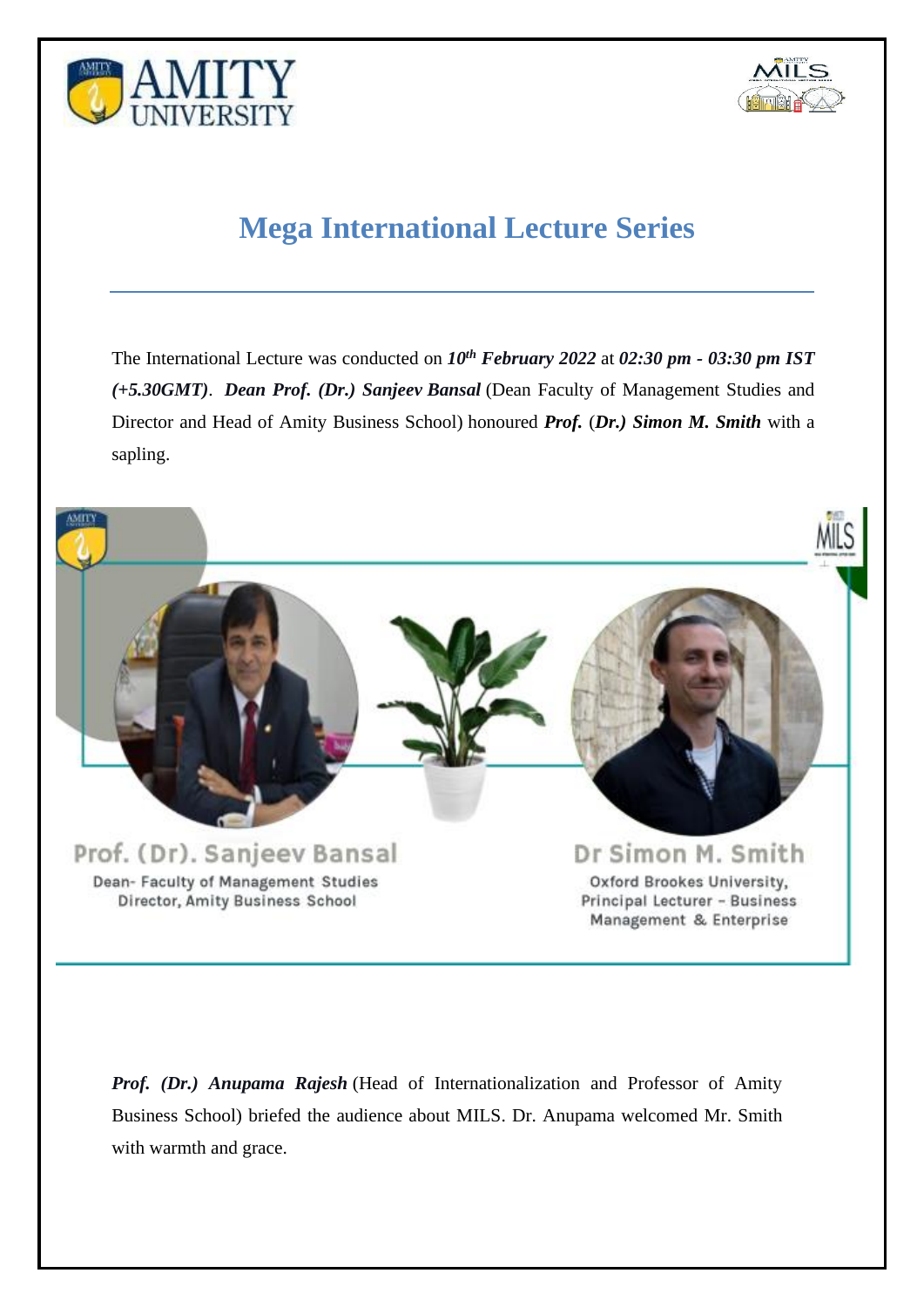# Mega International Lecture Series

The International Lecture was conducted on ***10th February 2022*** at ***02:30 pm - 03:30 pm IST (+5.30GMT)***. ***Dean Prof. (Dr.) Sanjeev Bansal*** (Dean Faculty of Management Studies and Director and Head of Amity Business School) honoured ***Prof.*** (***Dr.) Simon M. Smith*** with a sapling.

Prof. (Dr). Sanjeev Bansal
Dean- Faculty of Management Studies
Director, Amity Business School

Dr Simon M. Smith
Oxford Brookes University,
Principal Lecturer - Business Management & Enterprise

***Prof. (Dr.) Anupama Rajesh*** (Head of Internationalization and Professor of Amity Business School) briefed the audience about MILS. Dr. Anupama welcomed Mr. Smith with warmth and grace.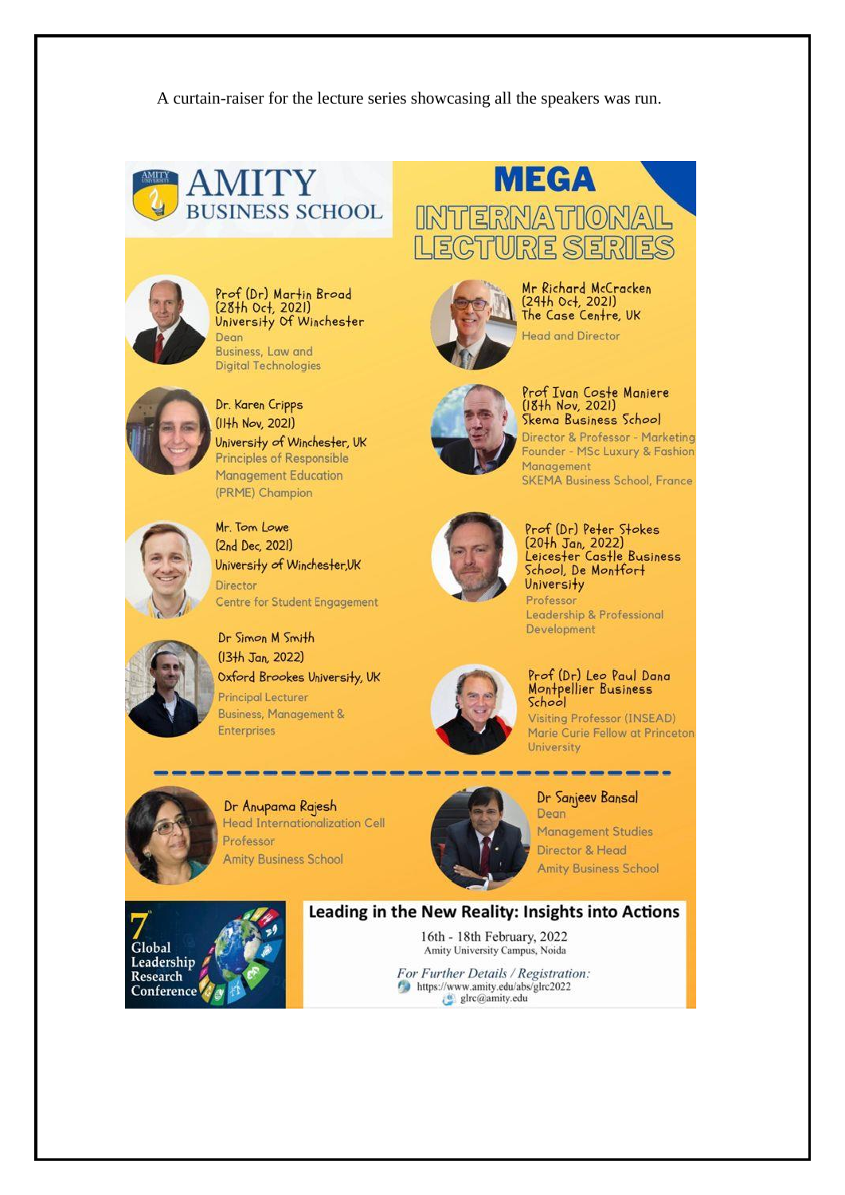A curtain-raiser for the lecture series showcasing all the speakers was run.

# AMITY BUSINESS SCHOOL

# MEGA INTERNATIONAL LECTURE SERIES

**Prof (Dr) Martin Broad**
(28th Oct, 2021)
University Of Winchester
Dean
Business, Law and Digital Technologies

**Mr Richard McCracken**
(24th Oct, 2021)
The Case Centre, UK
Head and Director

**Dr. Karen Cripps**
(11th Nov, 2021)
University of Winchester, UK
Principles of Responsible Management Education (PRME) Champion

**Prof Ivan Coste Maniere**
(18th Nov, 2021)
Skema Business School
Director & Professor - Marketing
Founder - MSc Luxury & Fashion Management
SKEMA Business School, France

**Mr. Tom Lowe**
(2nd Dec, 2021)
University of Winchester,UK
Director
Centre for Student Engagement

**Prof (Dr) Peter Stokes**
(20th Jan, 2022)
Leicester Castle Business School, De Montfort University
Professor
Leadership & Professional Development

**Dr Simon M Smith**
(13th Jan, 2022)
Oxford Brookes University, UK
Principal Lecturer
Business, Management & Enterprises

**Prof (Dr) Leo Paul Dana**
Montpellier Business School
Visiting Professor (INSEAD)
Marie Curie Fellow at Princeton University

---

**Dr Anupama Rajesh**
Head Internationalization Cell
Professor
Amity Business School

**Dr Sanjeev Bansal**
Dean
Management Studies
Director & Head
Amity Business School

7th Global Leadership Research Conference

## Leading in the New Reality: Insights into Actions

16th - 18th February, 2022
Amity University Campus, Noida

*For Further Details / Registration:*
https://www.amity.edu/abs/glrc2022
glrc@amity.edu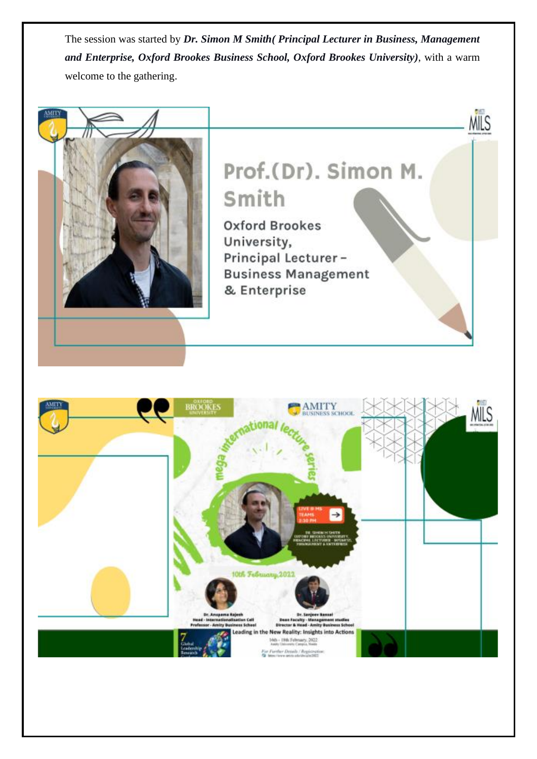The session was started by ***Dr. Simon M Smith( Principal Lecturer in Business, Management and Enterprise, Oxford Brookes Business School, Oxford Brookes University)***, with a warm welcome to the gathering.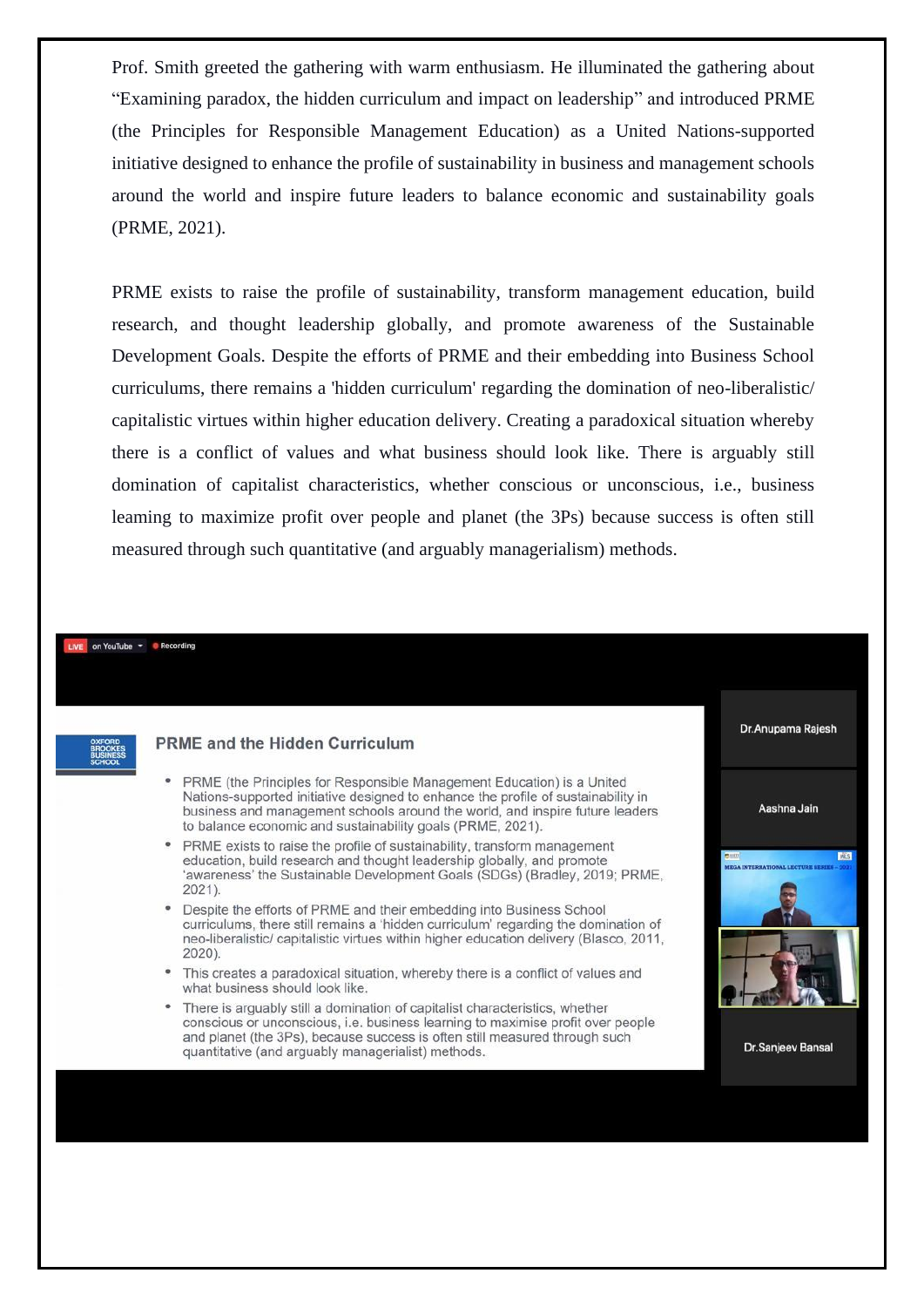Prof. Smith greeted the gathering with warm enthusiasm. He illuminated the gathering about "Examining paradox, the hidden curriculum and impact on leadership" and introduced PRME (the Principles for Responsible Management Education) as a United Nations-supported initiative designed to enhance the profile of sustainability in business and management schools around the world and inspire future leaders to balance economic and sustainability goals (PRME, 2021).

PRME exists to raise the profile of sustainability, transform management education, build research, and thought leadership globally, and promote awareness of the Sustainable Development Goals. Despite the efforts of PRME and their embedding into Business School curriculums, there remains a 'hidden curriculum' regarding the domination of neo-liberalistic/ capitalistic virtues within higher education delivery. Creating a paradoxical situation whereby there is a conflict of values and what business should look like. There is arguably still domination of capitalist characteristics, whether conscious or unconscious, i.e., business leaming to maximize profit over people and planet (the 3Ps) because success is often still measured through such quantitative (and arguably managerialism) methods.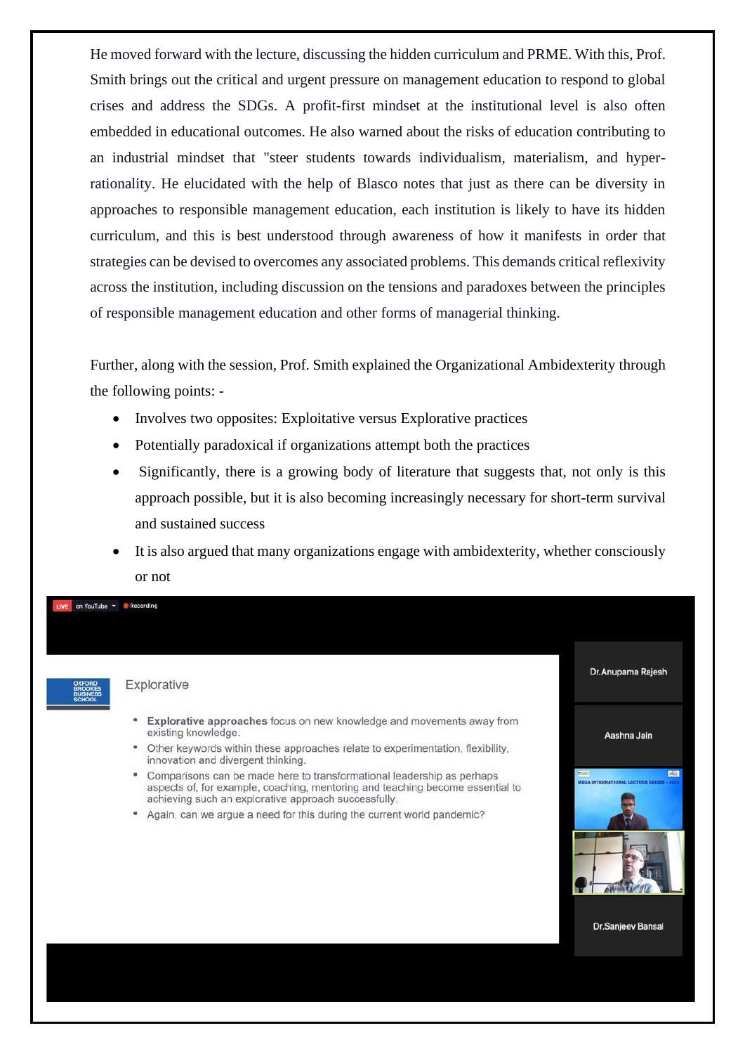He moved forward with the lecture, discussing the hidden curriculum and PRME. With this, Prof. Smith brings out the critical and urgent pressure on management education to respond to global crises and address the SDGs. A profit-first mindset at the institutional level is also often embedded in educational outcomes. He also warned about the risks of education contributing to an industrial mindset that "steer students towards individualism, materialism, and hyper-rationality. He elucidated with the help of Blasco notes that just as there can be diversity in approaches to responsible management education, each institution is likely to have its hidden curriculum, and this is best understood through awareness of how it manifests in order that strategies can be devised to overcomes any associated problems. This demands critical reflexivity across the institution, including discussion on the tensions and paradoxes between the principles of responsible management education and other forms of managerial thinking.

Further, along with the session, Prof. Smith explained the Organizational Ambidexterity through the following points: -

- Involves two opposites: Exploitative versus Explorative practices
- Potentially paradoxical if organizations attempt both the practices
- Significantly, there is a growing body of literature that suggests that, not only is this approach possible, but it is also becoming increasingly necessary for short-term survival and sustained success
- It is also argued that many organizations engage with ambidexterity, whether consciously or not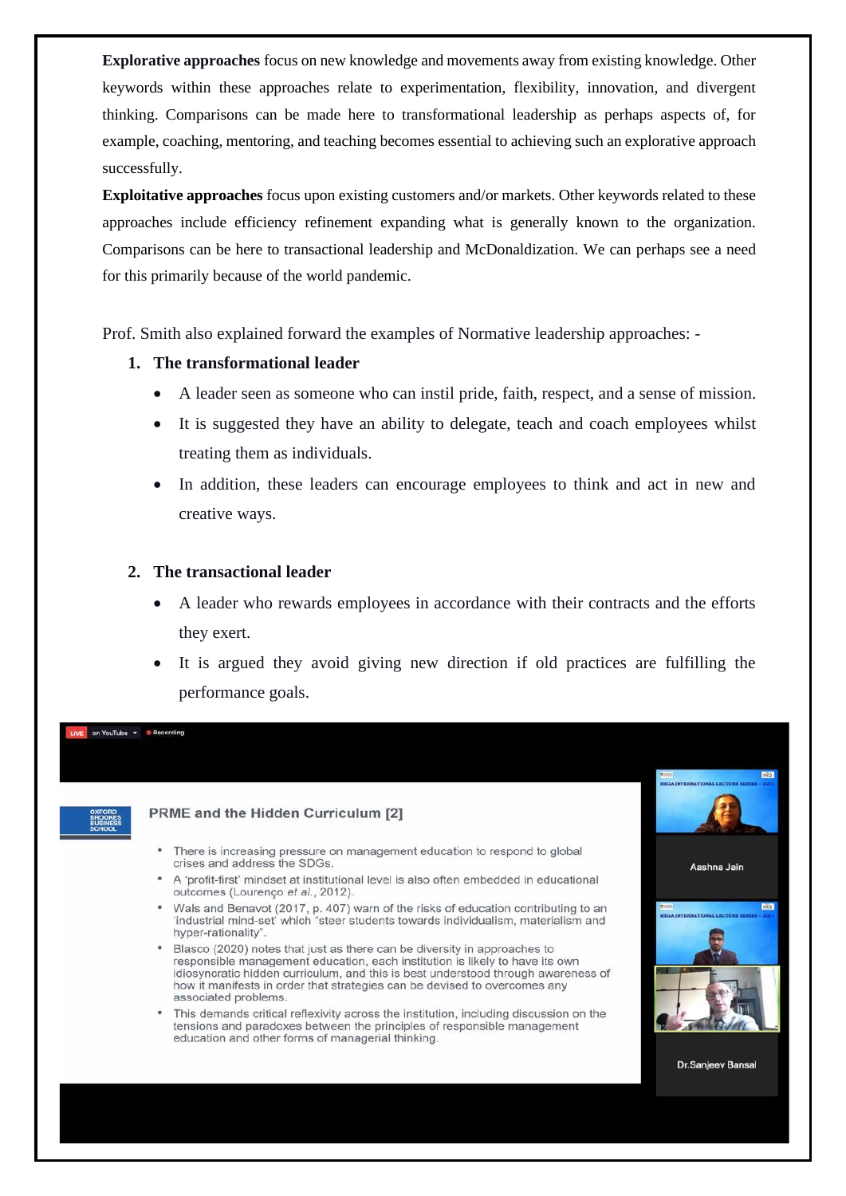**Explorative approaches** focus on new knowledge and movements away from existing knowledge. Other keywords within these approaches relate to experimentation, flexibility, innovation, and divergent thinking. Comparisons can be made here to transformational leadership as perhaps aspects of, for example, coaching, mentoring, and teaching becomes essential to achieving such an explorative approach successfully.

**Exploitative approaches** focus upon existing customers and/or markets. Other keywords related to these approaches include efficiency refinement expanding what is generally known to the organization. Comparisons can be here to transactional leadership and McDonaldization. We can perhaps see a need for this primarily because of the world pandemic.

Prof. Smith also explained forward the examples of Normative leadership approaches: -

1. **The transformational leader**
   - A leader seen as someone who can instil pride, faith, respect, and a sense of mission.
   - It is suggested they have an ability to delegate, teach and coach employees whilst treating them as individuals.
   - In addition, these leaders can encourage employees to think and act in new and creative ways.

2. **The transactional leader**
   - A leader who rewards employees in accordance with their contracts and the efforts they exert.
   - It is argued they avoid giving new direction if old practices are fulfilling the performance goals.

**PRME and the Hidden Curriculum [2]**

- There is increasing pressure on management education to respond to global crises and address the SDGs.
- A 'profit-first' mindset at institutional level is also often embedded in educational outcomes (Lourenço *et al.*, 2012).
- Wals and Benavot (2017, p. 407) warn of the risks of education contributing to an 'industrial mind-set' which "steer students towards individualism, materialism and hyper-rationality".
- Blasco (2020) notes that just as there can be diversity in approaches to responsible management education, each institution is likely to have its own idiosyncratic hidden curriculum, and this is best understood through awareness of how it manifests in order that strategies can be devised to overcomes any associated problems.
- This demands critical reflexivity across the institution, including discussion on the tensions and paradoxes between the principles of responsible management education and other forms of managerial thinking.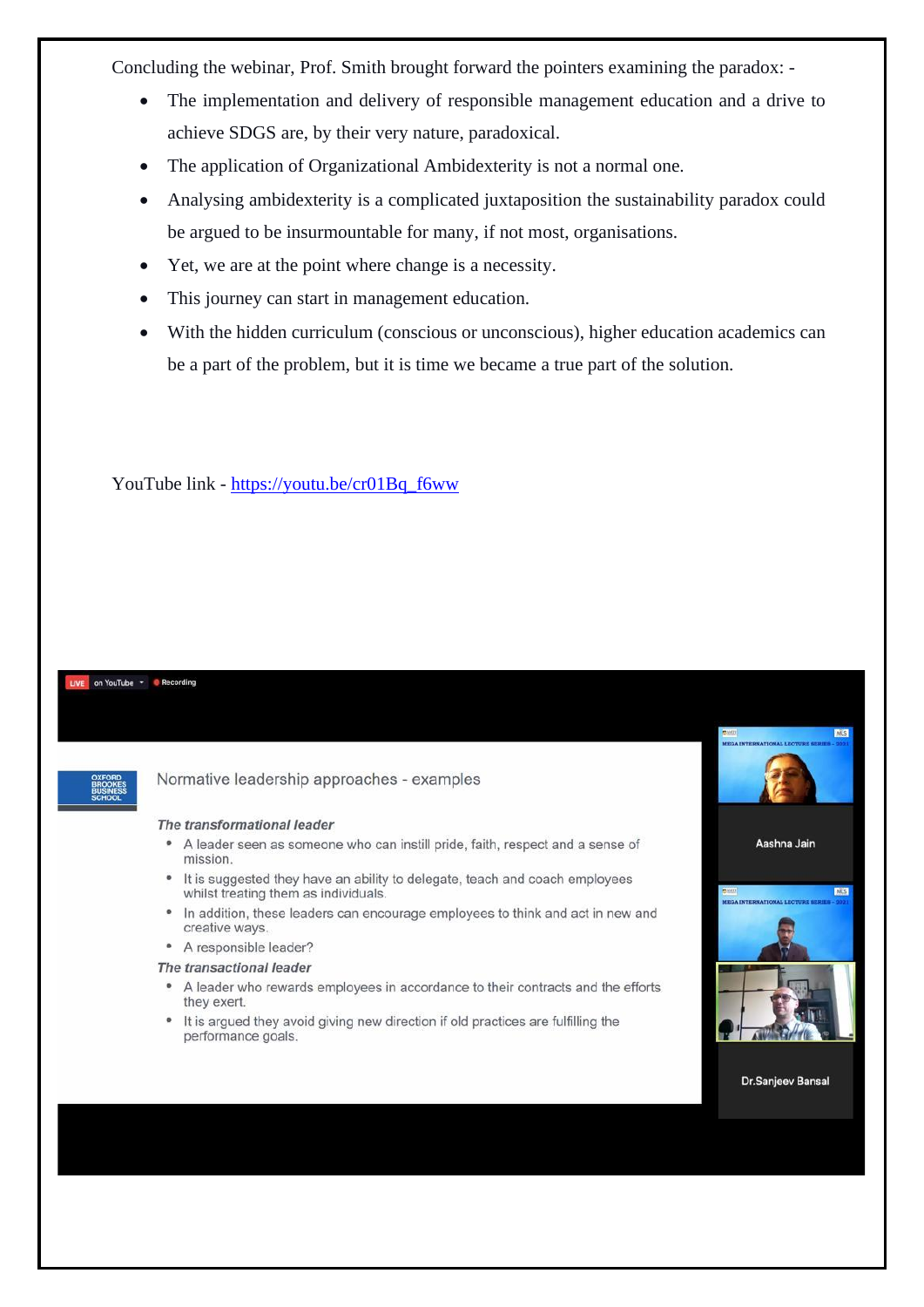Concluding the webinar, Prof. Smith brought forward the pointers examining the paradox: -

- The implementation and delivery of responsible management education and a drive to achieve SDGS are, by their very nature, paradoxical.
- The application of Organizational Ambidexterity is not a normal one.
- Analysing ambidexterity is a complicated juxtaposition the sustainability paradox could be argued to be insurmountable for many, if not most, organisations.
- Yet, we are at the point where change is a necessity.
- This journey can start in management education.
- With the hidden curriculum (conscious or unconscious), higher education academics can be a part of the problem, but it is time we became a true part of the solution.

YouTube link - [https://youtu.be/cr01Bq_f6ww](https://youtu.be/cr01Bq_f6ww)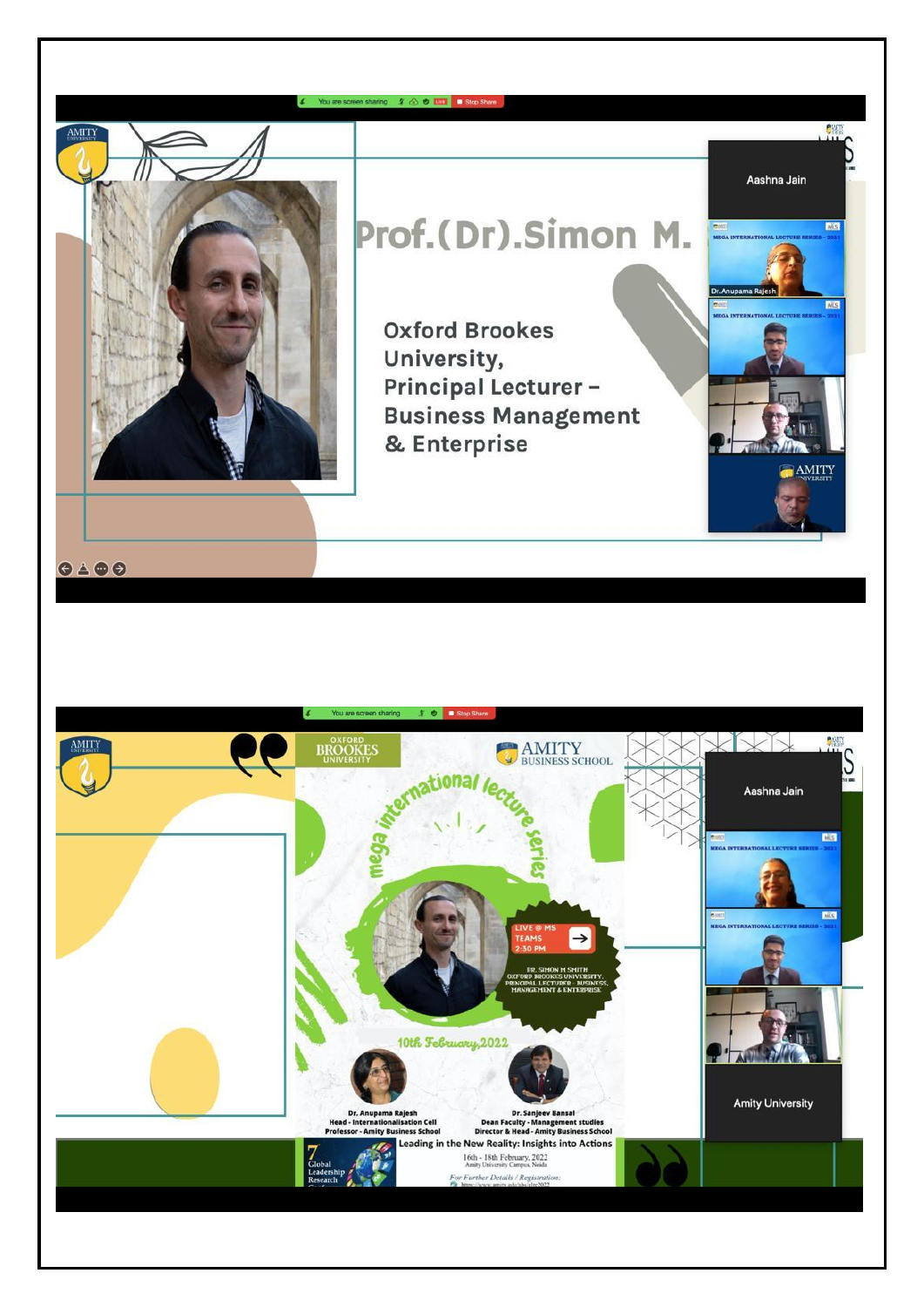You are screen sharing | Stop Share

AMITY UNIVERSITY

# Prof.(Dr).Simon M.

Oxford Brookes University,
Principal Lecturer – Business Management & Enterprise

Aashna Jain

MEGA INTERNATIONAL LECTURE SERIES - 2021

Dr.Anupama Rajesh

MEGA INTERNATIONAL LECTURE SERIES - 2021

AMITY UNIVERSITY

You are screen sharing | Stop Share

AMITY UNIVERSITY

OXFORD BROOKES UNIVERSITY

AMITY BUSINESS SCHOOL

mega international lecture series

LIVE @ MS TEAMS 2:30 PM

DR. SIMON M SMITH
OXFORD BROOKES UNIVERSITY,
PRINCIPAL LECTURER - BUSINESS, MANAGEMENT & ENTERPRISE

10th February,2022

**Dr. Anupama Rajesh**
Head - Internationalisation Cell
Professor - Amity Business School

**Dr. Sanjeev Bansal**
Dean Faculty - Management Studies
Director & Head - Amity Business School

7 Global Leadership Research

Leading in the New Reality: Insights into Actions

16th - 18th February, 2022
Amity University Campus, Noida

For Further Details / Registration:

Aashna Jain

MEGA INTERNATIONAL LECTURE SERIES - 2021

MEGA INTERNATIONAL LECTURE SERIES - 2021

Amity University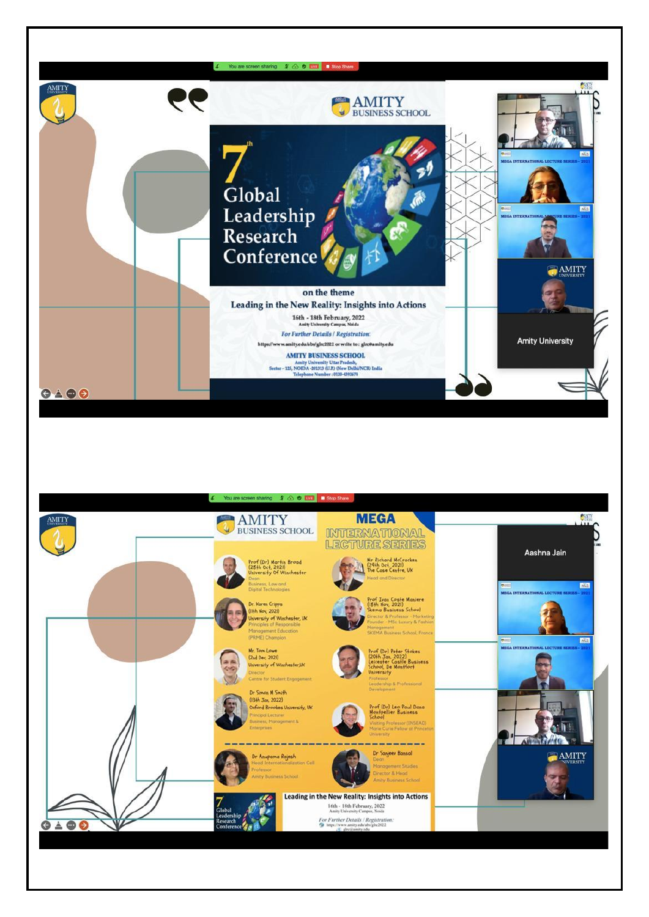You are screen sharing | Stop Share

AMITY UNIVERSITY

AMITY BUSINESS SCHOOL

# 7th Global Leadership Research Conference

on the theme

**Leading in the New Reality: Insights into Actions**

16th - 18th February, 2022

Amity University Campus, Noida

*For Further Details / Registration:*

https://www.amity.edu/abs/glrc2022 or write to: glrc@amity.edu

**AMITY BUSINESS SCHOOL**

Amity University Uttar Pradesh,

Sector - 125, NOIDA -201313 (U.P.) (New Delhi/NCR) India

Telephone Number : 0120-4392671

MEGA INTERNATIONAL LECTURE SERIES - 2021

AMITY UNIVERSITY

Amity University

---

You are screen sharing | Stop Share

AMITY UNIVERSITY

AMITY BUSINESS SCHOOL

## MEGA INTERNATIONAL LECTURE SERIES

Prof (Dr) Martin Broad
(28th Oct, 2021)
University Of Winchester
Dean
Business, Law and Digital Technologies

Dr. Karen Cripps
(11th Nov, 2021)
University of Winchester, UK
Principles of Responsible Management Education (PRME) Champion

Mr. Tom Lowe
(2nd Dec 2021)
University of Winchester, UK
Director
Centre for Student Engagement

Dr Simon M Smith
(13th Jan, 2022)
Oxford Brookes University, UK
Principal Lecturer
Business, Management & Enterprises

Mr Richard McCracken
(24th Oct, 2021)
The Case Centre, UK
Head and Director

Prof Ivan Coste Maniere
(18th Nov, 2021)
Skema Business School
Director & Professor - Marketing
Founder - MSc Luxury & Fashion Management
SKEMA Business School, France

Prof (Dr) Peter Stokes
(20th Jan, 2022)
Leicester Castle Business School, De Montfort University
Professor
Leadership & Professional Development

Prof (Dr) Leo Paul Dana
Montpellier Business School
Visiting Professor (INSEAD)
Marie Curie Fellow at Princeton University

Dr Anupama Rajesh
Head Internationalization Cell
Professor
Amity Business School

Dr Sanjeev Bansal
Dean
Management Studies
Director & Head
Amity Business School

7 Global Leadership Research Conference

**Leading in the New Reality: Insights into Actions**

16th - 18th February, 2022

Amity University Campus, Noida

*For Further Details / Registration:*

https://www.amity.edu/abs/glrc2022

glrc@amity.edu

Aashna Jain

MEGA INTERNATIONAL LECTURE SERIES - 2021

AMITY UNIVERSITY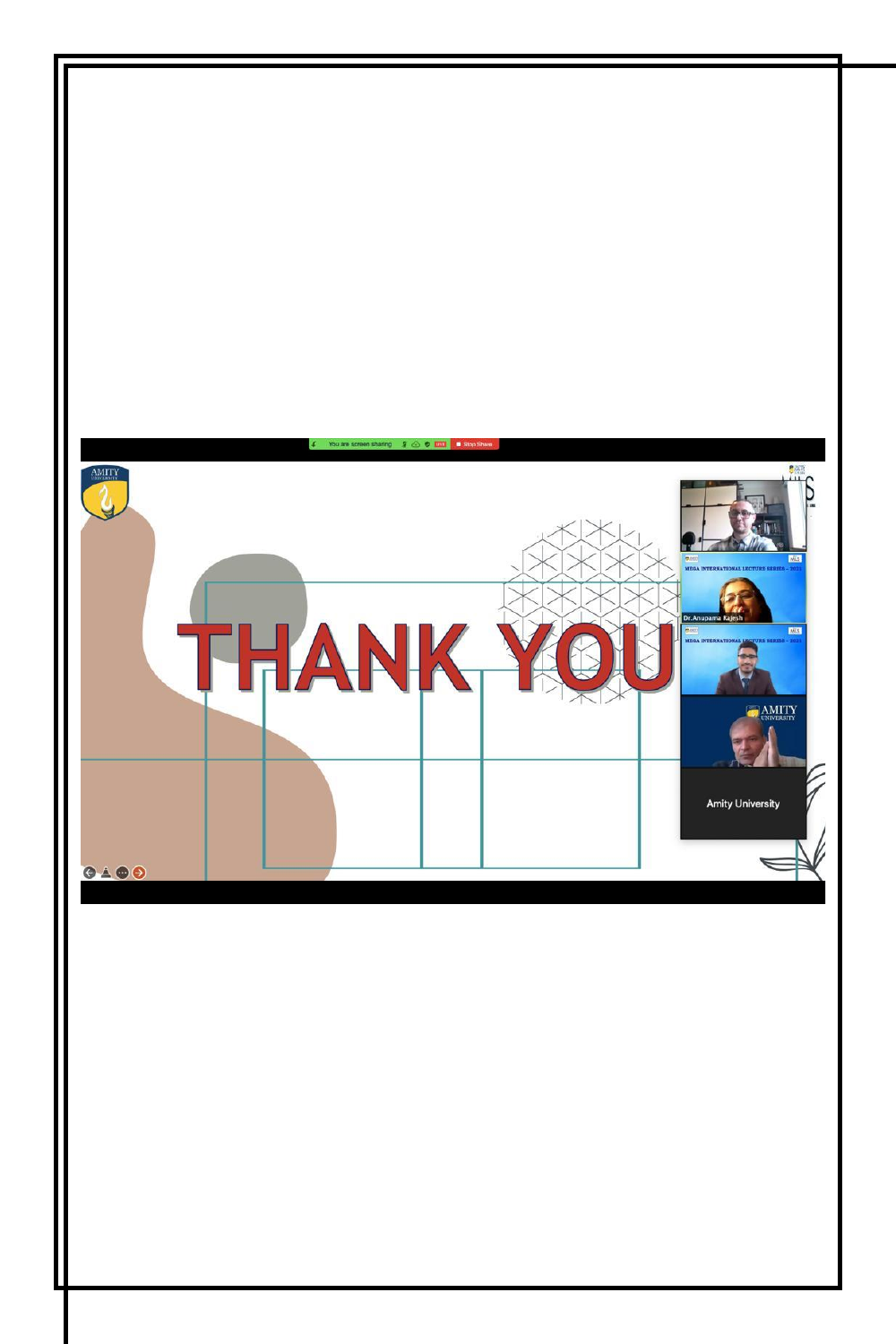THANK YOU